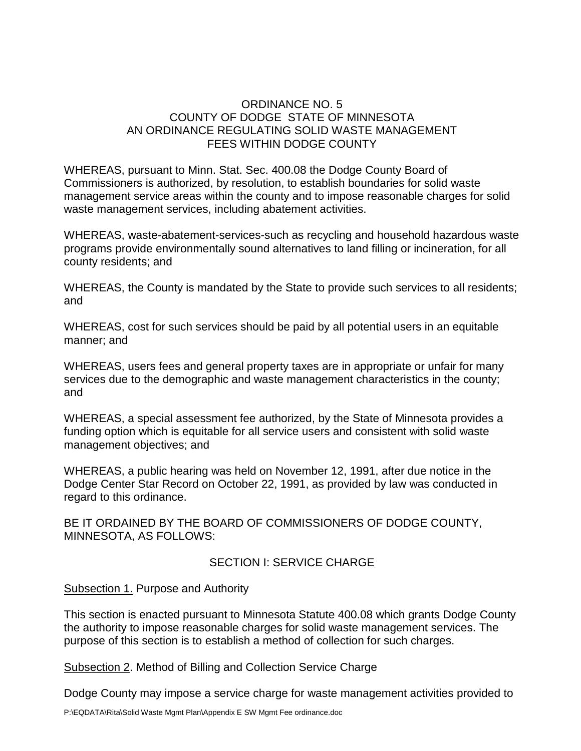# ORDINANCE NO. 5
# COUNTY OF DODGE STATE OF MINNESOTA
# AN ORDINANCE REGULATING SOLID WASTE MANAGEMENT FEES WITHIN DODGE COUNTY

WHEREAS, pursuant to Minn. Stat. Sec. 400.08 the Dodge County Board of Commissioners is authorized, by resolution, to establish boundaries for solid waste management service areas within the county and to impose reasonable charges for solid waste management services, including abatement activities.

WHEREAS, waste-abatement-services-such as recycling and household hazardous waste programs provide environmentally sound alternatives to land filling or incineration, for all county residents; and

WHEREAS, the County is mandated by the State to provide such services to all residents; and

WHEREAS, cost for such services should be paid by all potential users in an equitable manner; and

WHEREAS, users fees and general property taxes are in appropriate or unfair for many services due to the demographic and waste management characteristics in the county; and

WHEREAS, a special assessment fee authorized, by the State of Minnesota provides a funding option which is equitable for all service users and consistent with solid waste management objectives; and

WHEREAS, a public hearing was held on November 12, 1991, after due notice in the Dodge Center Star Record on October 22, 1991, as provided by law was conducted in regard to this ordinance.

BE IT ORDAINED BY THE BOARD OF COMMISSIONERS OF DODGE COUNTY, MINNESOTA, AS FOLLOWS:

## SECTION I: SERVICE CHARGE

Subsection 1. Purpose and Authority

This section is enacted pursuant to Minnesota Statute 400.08 which grants Dodge County the authority to impose reasonable charges for solid waste management services. The purpose of this section is to establish a method of collection for such charges.

Subsection 2. Method of Billing and Collection Service Charge

Dodge County may impose a service charge for waste management activities provided to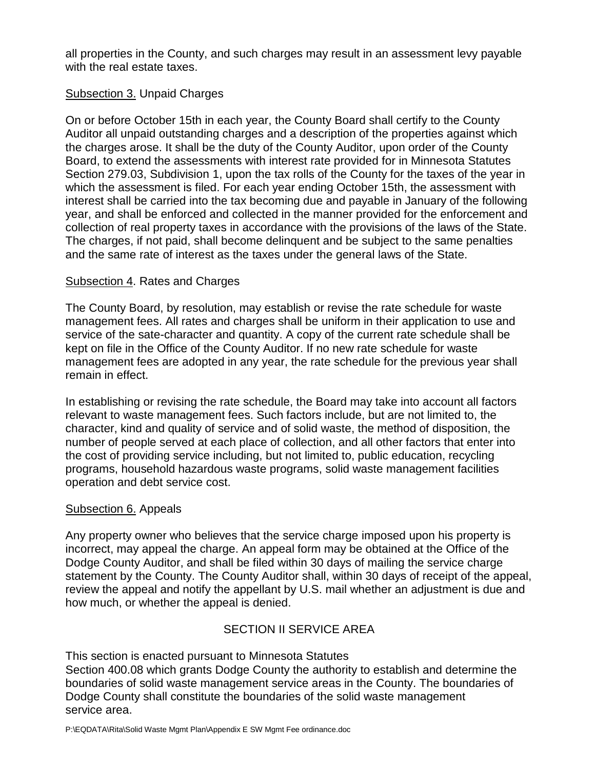all properties in the County, and such charges may result in an assessment levy payable with the real estate taxes.

Subsection 3. Unpaid Charges

On or before October 15th in each year, the County Board shall certify to the County Auditor all unpaid outstanding charges and a description of the properties against which the charges arose. It shall be the duty of the County Auditor, upon order of the County Board, to extend the assessments with interest rate provided for in Minnesota Statutes Section 279.03, Subdivision 1, upon the tax rolls of the County for the taxes of the year in which the assessment is filed. For each year ending October 15th, the assessment with interest shall be carried into the tax becoming due and payable in January of the following year, and shall be enforced and collected in the manner provided for the enforcement and collection of real property taxes in accordance with the provisions of the laws of the State. The charges, if not paid, shall become delinquent and be subject to the same penalties and the same rate of interest as the taxes under the general laws of the State.

Subsection 4. Rates and Charges

The County Board, by resolution, may establish or revise the rate schedule for waste management fees. All rates and charges shall be uniform in their application to use and service of the sate-character and quantity. A copy of the current rate schedule shall be kept on file in the Office of the County Auditor. If no new rate schedule for waste management fees are adopted in any year, the rate schedule for the previous year shall remain in effect.

In establishing or revising the rate schedule, the Board may take into account all factors relevant to waste management fees. Such factors include, but are not limited to, the character, kind and quality of service and of solid waste, the method of disposition, the number of people served at each place of collection, and all other factors that enter into the cost of providing service including, but not limited to, public education, recycling programs, household hazardous waste programs, solid waste management facilities operation and debt service cost.

Subsection 6. Appeals

Any property owner who believes that the service charge imposed upon his property is incorrect, may appeal the charge. An appeal form may be obtained at the Office of the Dodge County Auditor, and shall be filed within 30 days of mailing the service charge statement by the County. The County Auditor shall, within 30 days of receipt of the appeal, review the appeal and notify the appellant by U.S. mail whether an adjustment is due and how much, or whether the appeal is denied.

## SECTION II SERVICE AREA

This section is enacted pursuant to Minnesota Statutes Section 400.08 which grants Dodge County the authority to establish and determine the boundaries of solid waste management service areas in the County. The boundaries of Dodge County shall constitute the boundaries of the solid waste management service area.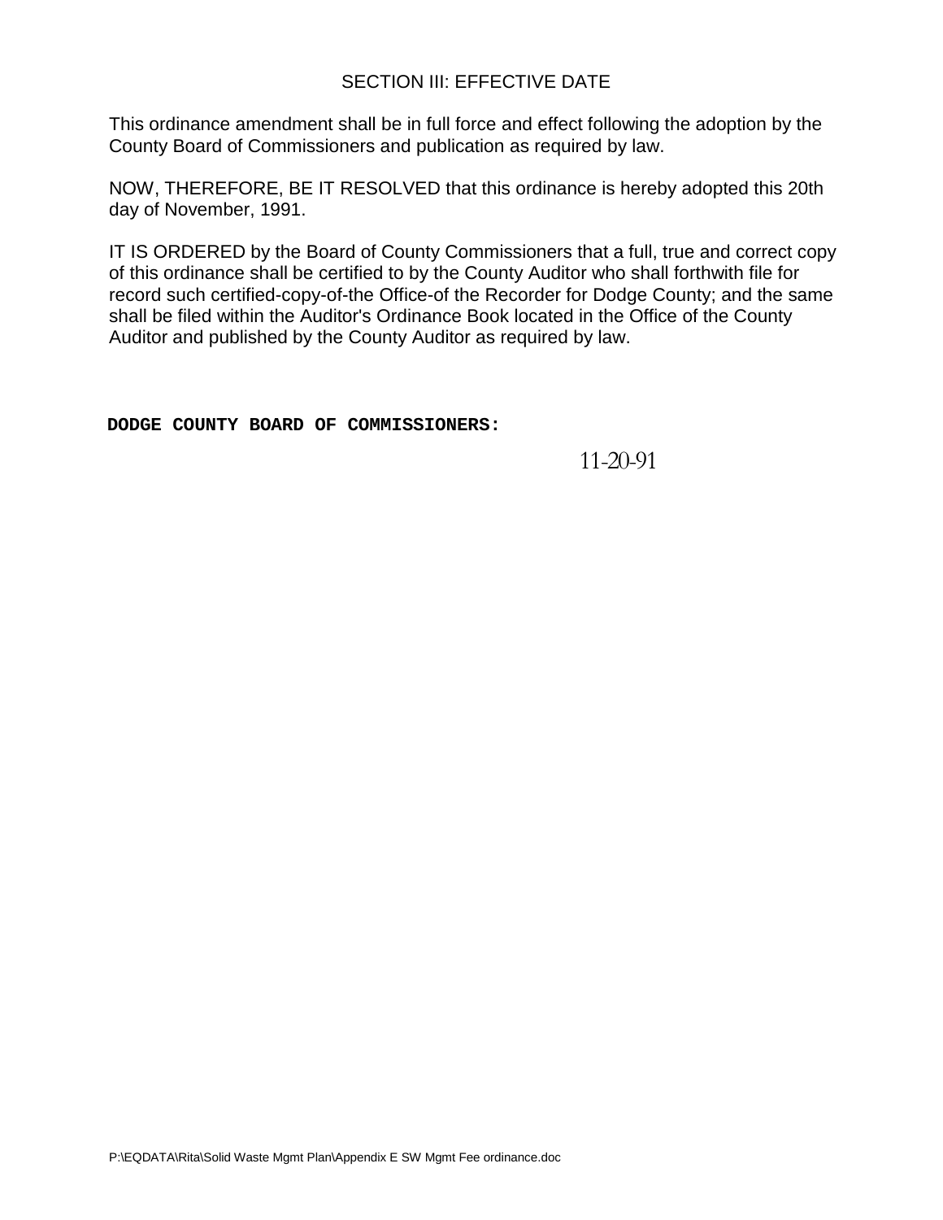## SECTION III: EFFECTIVE DATE

This ordinance amendment shall be in full force and effect following the adoption by the County Board of Commissioners and publication as required by law.

NOW, THEREFORE, BE IT RESOLVED that this ordinance is hereby adopted this 20th day of November, 1991.

IT IS ORDERED by the Board of County Commissioners that a full, true and correct copy of this ordinance shall be certified to by the County Auditor who shall forthwith file for record such certified-copy-of-the Office-of the Recorder for Dodge County; and the same shall be filed within the Auditor's Ordinance Book located in the Office of the County Auditor and published by the County Auditor as required by law.

**DODGE COUNTY BOARD OF COMMISSIONERS:**

11-20-91

P:\EQDATA\Rita\Solid Waste Mgmt Plan\Appendix E SW Mgmt Fee ordinance.doc